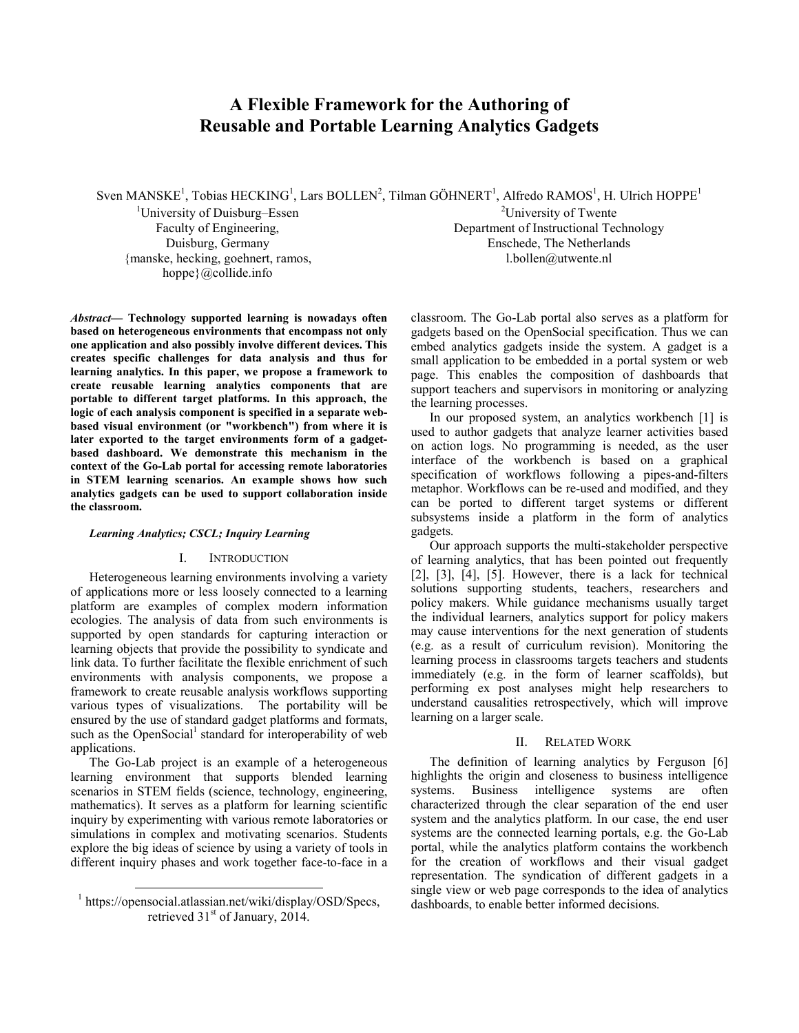# A Flexible Framework for the Authoring of Reusable and Portable Learning Analytics Gadgets

Sven MANSKE[1], Tobias HECKING[1], Lars BOLLEN[2], Tilman GÖHNERT[1], Alfredo RAMOS[1], H. Ulrich HOPPE[1]

[1]University of Duisburg–Essen
Faculty of Engineering,
Duisburg, Germany
{manske, hecking, goehnert, ramos, hoppe}@collide.info

[2]University of Twente
Department of Instructional Technology
Enschede, The Netherlands
l.bollen@utwente.nl

***Abstract*— Technology supported learning is nowadays often based on heterogeneous environments that encompass not only one application and also possibly involve different devices. This creates specific challenges for data analysis and thus for learning analytics. In this paper, we propose a framework to create reusable learning analytics components that are portable to different target platforms. In this approach, the logic of each analysis component is specified in a separate web-based visual environment (or "workbench") from where it is later exported to the target environments form of a gadget-based dashboard. We demonstrate this mechanism in the context of the Go-Lab portal for accessing remote laboratories in STEM learning scenarios. An example shows how such analytics gadgets can be used to support collaboration inside the classroom.**

***Learning Analytics; CSCL; Inquiry Learning***

## I. Introduction

Heterogeneous learning environments involving a variety of applications more or less loosely connected to a learning platform are examples of complex modern information ecologies. The analysis of data from such environments is supported by open standards for capturing interaction or learning objects that provide the possibility to syndicate and link data. To further facilitate the flexible enrichment of such environments with analysis components, we propose a framework to create reusable analysis workflows supporting various types of visualizations. The portability will be ensured by the use of standard gadget platforms and formats, such as the OpenSocial[1] standard for interoperability of web applications.

The Go-Lab project is an example of a heterogeneous learning environment that supports blended learning scenarios in STEM fields (science, technology, engineering, mathematics). It serves as a platform for learning scientific inquiry by experimenting with various remote laboratories or simulations in complex and motivating scenarios. Students explore the big ideas of science by using a variety of tools in different inquiry phases and work together face-to-face in a classroom. The Go-Lab portal also serves as a platform for gadgets based on the OpenSocial specification. Thus we can embed analytics gadgets inside the system. A gadget is a small application to be embedded in a portal system or web page. This enables the composition of dashboards that support teachers and supervisors in monitoring or analyzing the learning processes.

In our proposed system, an analytics workbench [1] is used to author gadgets that analyze learner activities based on action logs. No programming is needed, as the user interface of the workbench is based on a graphical specification of workflows following a pipes-and-filters metaphor. Workflows can be re-used and modified, and they can be ported to different target systems or different subsystems inside a platform in the form of analytics gadgets.

Our approach supports the multi-stakeholder perspective of learning analytics, that has been pointed out frequently [2], [3], [4], [5]. However, there is a lack for technical solutions supporting students, teachers, researchers and policy makers. While guidance mechanisms usually target the individual learners, analytics support for policy makers may cause interventions for the next generation of students (e.g. as a result of curriculum revision). Monitoring the learning process in classrooms targets teachers and students immediately (e.g. in the form of learner scaffolds), but performing ex post analyses might help researchers to understand causalities retrospectively, which will improve learning on a larger scale.

## II. Related Work

The definition of learning analytics by Ferguson [6] highlights the origin and closeness to business intelligence systems. Business intelligence systems are often characterized through the clear separation of the end user system and the analytics platform. In our case, the end user systems are the connected learning portals, e.g. the Go-Lab portal, while the analytics platform contains the workbench for the creation of workflows and their visual gadget representation. The syndication of different gadgets in a single view or web page corresponds to the idea of analytics dashboards, to enable better informed decisions.

[1] https://opensocial.atlassian.net/wiki/display/OSD/Specs, retrieved 31st of January, 2014.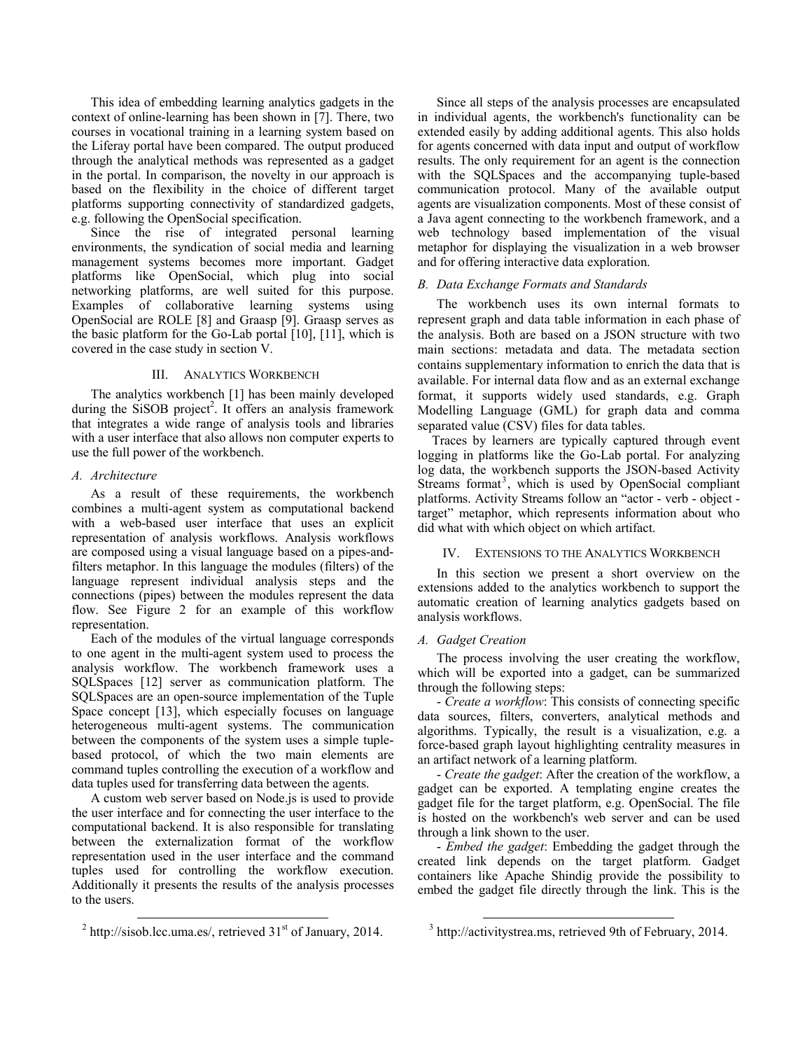This idea of embedding learning analytics gadgets in the context of online-learning has been shown in [7]. There, two courses in vocational training in a learning system based on the Liferay portal have been compared. The output produced through the analytical methods was represented as a gadget in the portal. In comparison, the novelty in our approach is based on the flexibility in the choice of different target platforms supporting connectivity of standardized gadgets, e.g. following the OpenSocial specification.

Since the rise of integrated personal learning environments, the syndication of social media and learning management systems becomes more important. Gadget platforms like OpenSocial, which plug into social networking platforms, are well suited for this purpose. Examples of collaborative learning systems using OpenSocial are ROLE [8] and Graasp [9]. Graasp serves as the basic platform for the Go-Lab portal [10], [11], which is covered in the case study in section V.

## III. Analytics Workbench

The analytics workbench [1] has been mainly developed during the SiSOB project[2]. It offers an analysis framework that integrates a wide range of analysis tools and libraries with a user interface that also allows non computer experts to use the full power of the workbench.

### *A. Architecture*

As a result of these requirements, the workbench combines a multi-agent system as computational backend with a web-based user interface that uses an explicit representation of analysis workflows. Analysis workflows are composed using a visual language based on a pipes-and-filters metaphor. In this language the modules (filters) of the language represent individual analysis steps and the connections (pipes) between the modules represent the data flow. See Figure 2 for an example of this workflow representation.

Each of the modules of the virtual language corresponds to one agent in the multi-agent system used to process the analysis workflow. The workbench framework uses a SQLSpaces [12] server as communication platform. The SQLSpaces are an open-source implementation of the Tuple Space concept [13], which especially focuses on language heterogeneous multi-agent systems. The communication between the components of the system uses a simple tuple-based protocol, of which the two main elements are command tuples controlling the execution of a workflow and data tuples used for transferring data between the agents.

A custom web server based on Node.js is used to provide the user interface and for connecting the user interface to the computational backend. It is also responsible for translating between the externalization format of the workflow representation used in the user interface and the command tuples used for controlling the workflow execution. Additionally it presents the results of the analysis processes to the users.

Since all steps of the analysis processes are encapsulated in individual agents, the workbench's functionality can be extended easily by adding additional agents. This also holds for agents concerned with data input and output of workflow results. The only requirement for an agent is the connection with the SQLSpaces and the accompanying tuple-based communication protocol. Many of the available output agents are visualization components. Most of these consist of a Java agent connecting to the workbench framework, and a web technology based implementation of the visual metaphor for displaying the visualization in a web browser and for offering interactive data exploration.

### *B. Data Exchange Formats and Standards*

The workbench uses its own internal formats to represent graph and data table information in each phase of the analysis. Both are based on a JSON structure with two main sections: metadata and data. The metadata section contains supplementary information to enrich the data that is available. For internal data flow and as an external exchange format, it supports widely used standards, e.g. Graph Modelling Language (GML) for graph data and comma separated value (CSV) files for data tables.

Traces by learners are typically captured through event logging in platforms like the Go-Lab portal. For analyzing log data, the workbench supports the JSON-based Activity Streams format[3], which is used by OpenSocial compliant platforms. Activity Streams follow an "actor - verb - object - target" metaphor, which represents information about who did what with which object on which artifact.

## IV. Extensions to the Analytics Workbench

In this section we present a short overview on the extensions added to the analytics workbench to support the automatic creation of learning analytics gadgets based on analysis workflows.

### *A. Gadget Creation*

The process involving the user creating the workflow, which will be exported into a gadget, can be summarized through the following steps:

- *Create a workflow*: This consists of connecting specific data sources, filters, converters, analytical methods and algorithms. Typically, the result is a visualization, e.g. a force-based graph layout highlighting centrality measures in an artifact network of a learning platform.

- *Create the gadget*: After the creation of the workflow, a gadget can be exported. A templating engine creates the gadget file for the target platform, e.g. OpenSocial. The file is hosted on the workbench's web server and can be used through a link shown to the user.

- *Embed the gadget*: Embedding the gadget through the created link depends on the target platform. Gadget containers like Apache Shindig provide the possibility to embed the gadget file directly through the link. This is the

[2] http://sisob.lcc.uma.es/, retrieved 31st of January, 2014.

[3] http://activitystrea.ms, retrieved 9th of February, 2014.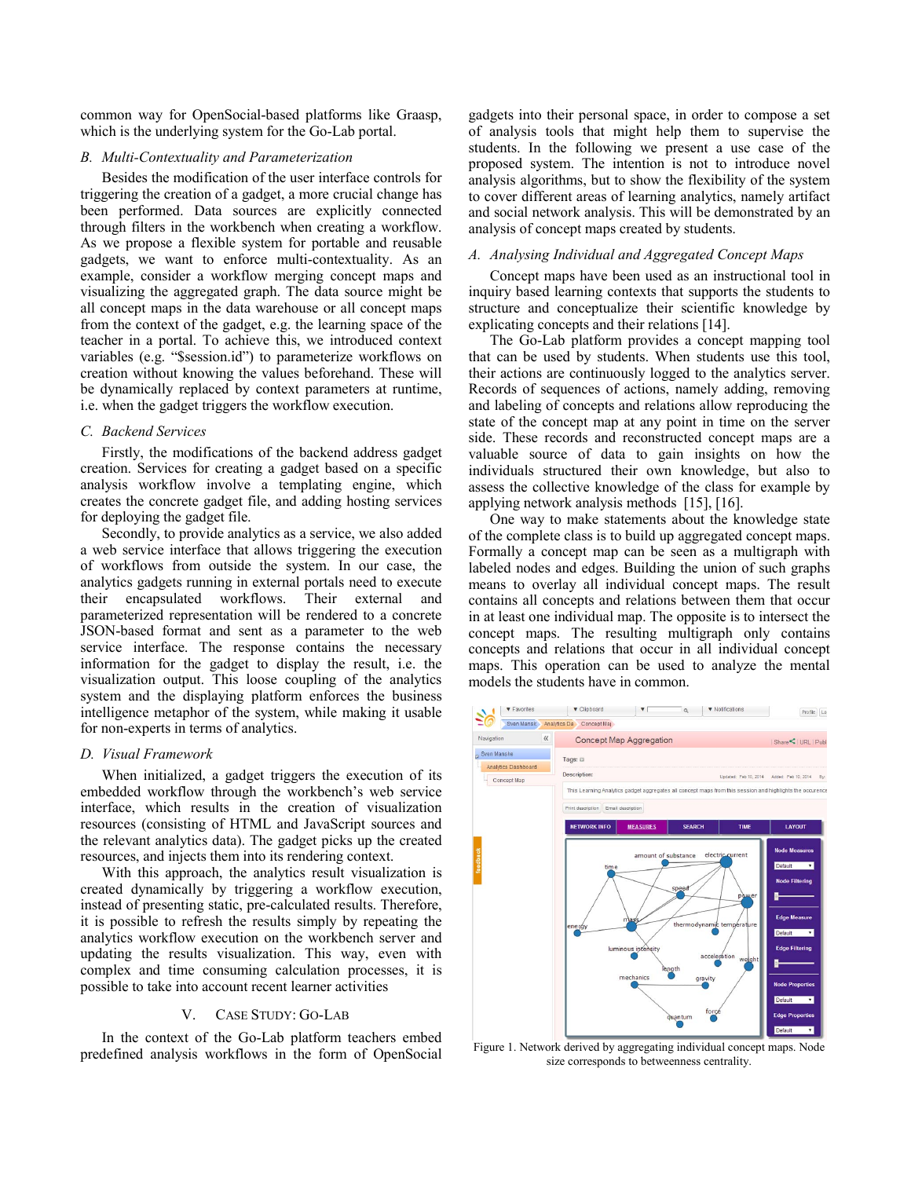common way for OpenSocial-based platforms like Graasp, which is the underlying system for the Go-Lab portal.

### B. Multi-Contextuality and Parameterization

Besides the modification of the user interface controls for triggering the creation of a gadget, a more crucial change has been performed. Data sources are explicitly connected through filters in the workbench when creating a workflow. As we propose a flexible system for portable and reusable gadgets, we want to enforce multi-contextuality. As an example, consider a workflow merging concept maps and visualizing the aggregated graph. The data source might be all concept maps in the data warehouse or all concept maps from the context of the gadget, e.g. the learning space of the teacher in a portal. To achieve this, we introduced context variables (e.g. "$session.id") to parameterize workflows on creation without knowing the values beforehand. These will be dynamically replaced by context parameters at runtime, i.e. when the gadget triggers the workflow execution.

### C. Backend Services

Firstly, the modifications of the backend address gadget creation. Services for creating a gadget based on a specific analysis workflow involve a templating engine, which creates the concrete gadget file, and adding hosting services for deploying the gadget file.

Secondly, to provide analytics as a service, we also added a web service interface that allows triggering the execution of workflows from outside the system. In our case, the analytics gadgets running in external portals need to execute their encapsulated workflows. Their external and parameterized representation will be rendered to a concrete JSON-based format and sent as a parameter to the web service interface. The response contains the necessary information for the gadget to display the result, i.e. the visualization output. This loose coupling of the analytics system and the displaying platform enforces the business intelligence metaphor of the system, while making it usable for non-experts in terms of analytics.

### D. Visual Framework

When initialized, a gadget triggers the execution of its embedded workflow through the workbench's web service interface, which results in the creation of visualization resources (consisting of HTML and JavaScript sources and the relevant analytics data). The gadget picks up the created resources, and injects them into its rendering context.

With this approach, the analytics result visualization is created dynamically by triggering a workflow execution, instead of presenting static, pre-calculated results. Therefore, it is possible to refresh the results simply by repeating the analytics workflow execution on the workbench server and updating the results visualization. This way, even with complex and time consuming calculation processes, it is possible to take into account recent learner activities

## V. Case Study: Go-Lab

In the context of the Go-Lab platform teachers embed predefined analysis workflows in the form of OpenSocial gadgets into their personal space, in order to compose a set of analysis tools that might help them to supervise the students. In the following we present a use case of the proposed system. The intention is not to introduce novel analysis algorithms, but to show the flexibility of the system to cover different areas of learning analytics, namely artifact and social network analysis. This will be demonstrated by an analysis of concept maps created by students.

### A. Analysing Individual and Aggregated Concept Maps

Concept maps have been used as an instructional tool in inquiry based learning contexts that supports the students to structure and conceptualize their scientific knowledge by explicating concepts and their relations [14].

The Go-Lab platform provides a concept mapping tool that can be used by students. When students use this tool, their actions are continuously logged to the analytics server. Records of sequences of actions, namely adding, removing and labeling of concepts and relations allow reproducing the state of the concept map at any point in time on the server side. These records and reconstructed concept maps are a valuable source of data to gain insights on how the individuals structured their own knowledge, but also to assess the collective knowledge of the class for example by applying network analysis methods [15], [16].

One way to make statements about the knowledge state of the complete class is to build up aggregated concept maps. Formally a concept map can be seen as a multigraph with labeled nodes and edges. Building the union of such graphs means to overlay all individual concept maps. The result contains all concepts and relations between them that occur in at least one individual map. The opposite is to intersect the concept maps. The resulting multigraph only contains concepts and relations that occur in all individual concept maps. This operation can be used to analyze the mental models the students have in common.

Figure 1. Network derived by aggregating individual concept maps. Node size corresponds to betweenness centrality.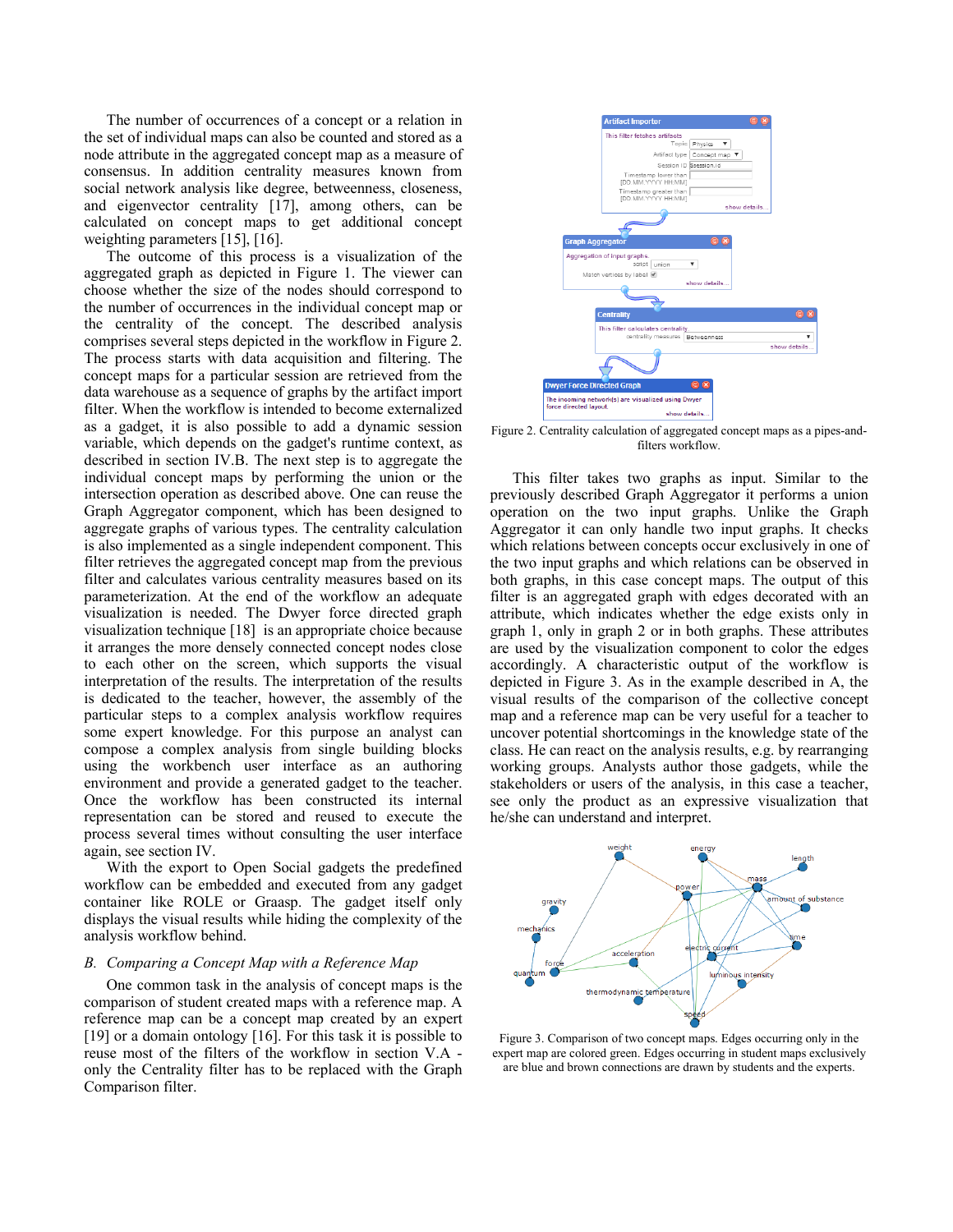The number of occurrences of a concept or a relation in the set of individual maps can also be counted and stored as a node attribute in the aggregated concept map as a measure of consensus. In addition centrality measures known from social network analysis like degree, betweenness, closeness, and eigenvector centrality [17], among others, can be calculated on concept maps to get additional concept weighting parameters [15], [16].

The outcome of this process is a visualization of the aggregated graph as depicted in Figure 1. The viewer can choose whether the size of the nodes should correspond to the number of occurrences in the individual concept map or the centrality of the concept. The described analysis comprises several steps depicted in the workflow in Figure 2. The process starts with data acquisition and filtering. The concept maps for a particular session are retrieved from the data warehouse as a sequence of graphs by the artifact import filter. When the workflow is intended to become externalized as a gadget, it is also possible to add a dynamic session variable, which depends on the gadget's runtime context, as described in section IV.B. The next step is to aggregate the individual concept maps by performing the union or the intersection operation as described above. One can reuse the Graph Aggregator component, which has been designed to aggregate graphs of various types. The centrality calculation is also implemented as a single independent component. This filter retrieves the aggregated concept map from the previous filter and calculates various centrality measures based on its parameterization. At the end of the workflow an adequate visualization is needed. The Dwyer force directed graph visualization technique [18] is an appropriate choice because it arranges the more densely connected concept nodes close to each other on the screen, which supports the visual interpretation of the results. The interpretation of the results is dedicated to the teacher, however, the assembly of the particular steps to a complex analysis workflow requires some expert knowledge. For this purpose an analyst can compose a complex analysis from single building blocks using the workbench user interface as an authoring environment and provide a generated gadget to the teacher. Once the workflow has been constructed its internal representation can be stored and reused to execute the process several times without consulting the user interface again, see section IV.

With the export to Open Social gadgets the predefined workflow can be embedded and executed from any gadget container like ROLE or Graasp. The gadget itself only displays the visual results while hiding the complexity of the analysis workflow behind.

### *B. Comparing a Concept Map with a Reference Map*

One common task in the analysis of concept maps is the comparison of student created maps with a reference map. A reference map can be a concept map created by an expert [19] or a domain ontology [16]. For this task it is possible to reuse most of the filters of the workflow in section V.A - only the Centrality filter has to be replaced with the Graph Comparison filter.

Figure 2. Centrality calculation of aggregated concept maps as a pipes-and-filters workflow.

This filter takes two graphs as input. Similar to the previously described Graph Aggregator it performs a union operation on the two input graphs. Unlike the Graph Aggregator it can only handle two input graphs. It checks which relations between concepts occur exclusively in one of the two input graphs and which relations can be observed in both graphs, in this case concept maps. The output of this filter is an aggregated graph with edges decorated with an attribute, which indicates whether the edge exists only in graph 1, only in graph 2 or in both graphs. These attributes are used by the visualization component to color the edges accordingly. A characteristic output of the workflow is depicted in Figure 3. As in the example described in A, the visual results of the comparison of the collective concept map and a reference map can be very useful for a teacher to uncover potential shortcomings in the knowledge state of the class. He can react on the analysis results, e.g. by rearranging working groups. Analysts author those gadgets, while the stakeholders or users of the analysis, in this case a teacher, see only the product as an expressive visualization that he/she can understand and interpret.

Figure 3. Comparison of two concept maps. Edges occurring only in the expert map are colored green. Edges occurring in student maps exclusively are blue and brown connections are drawn by students and the experts.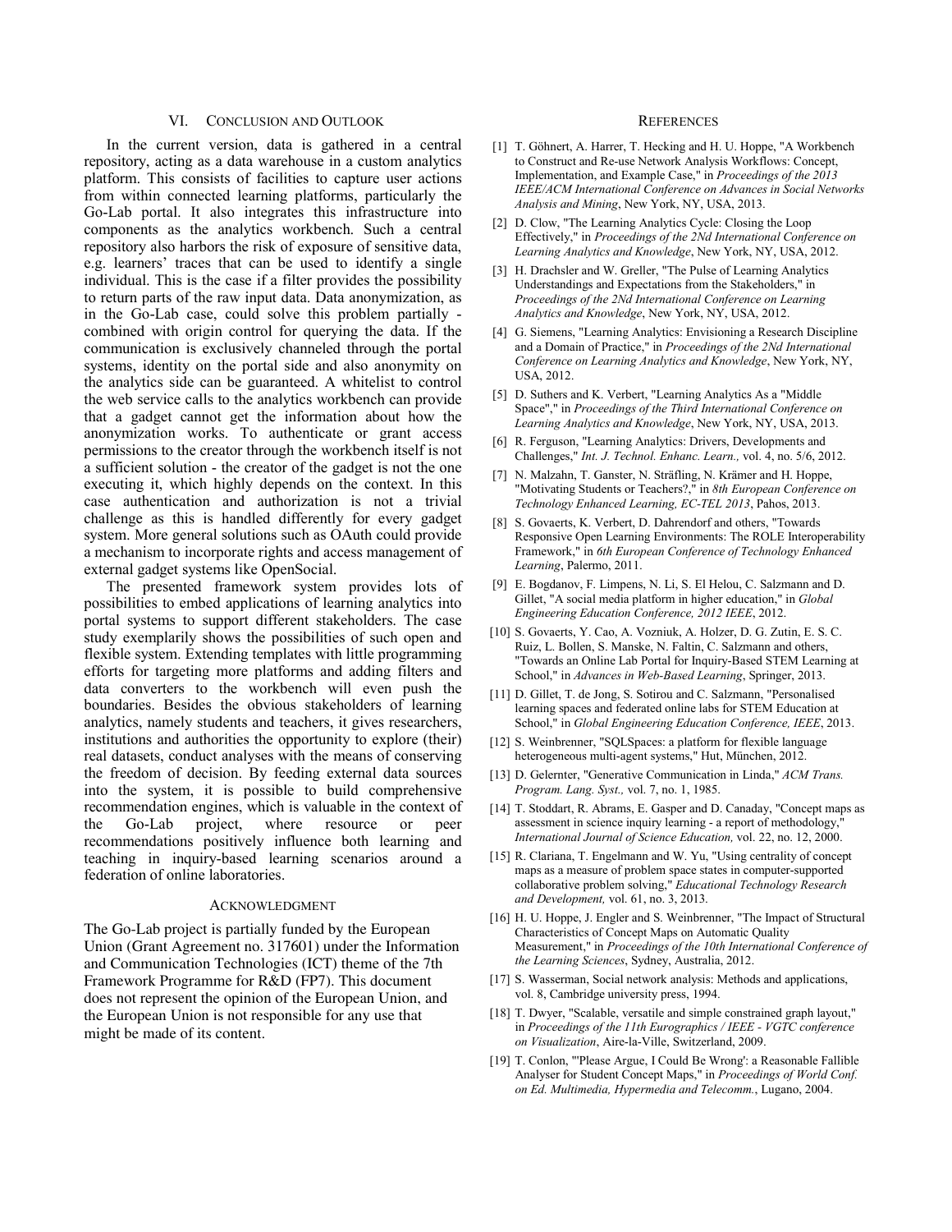## VI. Conclusion and Outlook

In the current version, data is gathered in a central repository, acting as a data warehouse in a custom analytics platform. This consists of facilities to capture user actions from within connected learning platforms, particularly the Go-Lab portal. It also integrates this infrastructure into components as the analytics workbench. Such a central repository also harbors the risk of exposure of sensitive data, e.g. learners' traces that can be used to identify a single individual. This is the case if a filter provides the possibility to return parts of the raw input data. Data anonymization, as in the Go-Lab case, could solve this problem partially - combined with origin control for querying the data. If the communication is exclusively channeled through the portal systems, identity on the portal side and also anonymity on the analytics side can be guaranteed. A whitelist to control the web service calls to the analytics workbench can provide that a gadget cannot get the information about how the anonymization works. To authenticate or grant access permissions to the creator through the workbench itself is not a sufficient solution - the creator of the gadget is not the one executing it, which highly depends on the context. In this case authentication and authorization is not a trivial challenge as this is handled differently for every gadget system. More general solutions such as OAuth could provide a mechanism to incorporate rights and access management of external gadget systems like OpenSocial.

The presented framework system provides lots of possibilities to embed applications of learning analytics into portal systems to support different stakeholders. The case study exemplarily shows the possibilities of such open and flexible system. Extending templates with little programming efforts for targeting more platforms and adding filters and data converters to the workbench will even push the boundaries. Besides the obvious stakeholders of learning analytics, namely students and teachers, it gives researchers, institutions and authorities the opportunity to explore (their) real datasets, conduct analyses with the means of conserving the freedom of decision. By feeding external data sources into the system, it is possible to build comprehensive recommendation engines, which is valuable in the context of the Go-Lab project, where resource or peer recommendations positively influence both learning and teaching in inquiry-based learning scenarios around a federation of online laboratories.

## Acknowledgment

The Go-Lab project is partially funded by the European Union (Grant Agreement no. 317601) under the Information and Communication Technologies (ICT) theme of the 7th Framework Programme for R&D (FP7). This document does not represent the opinion of the European Union, and the European Union is not responsible for any use that might be made of its content.

## References

[1] T. Göhnert, A. Harrer, T. Hecking and H. U. Hoppe, "A Workbench to Construct and Re-use Network Analysis Workflows: Concept, Implementation, and Example Case," in *Proceedings of the 2013 IEEE/ACM International Conference on Advances in Social Networks Analysis and Mining*, New York, NY, USA, 2013.

[2] D. Clow, "The Learning Analytics Cycle: Closing the Loop Effectively," in *Proceedings of the 2Nd International Conference on Learning Analytics and Knowledge*, New York, NY, USA, 2012.

[3] H. Drachsler and W. Greller, "The Pulse of Learning Analytics Understandings and Expectations from the Stakeholders," in *Proceedings of the 2Nd International Conference on Learning Analytics and Knowledge*, New York, NY, USA, 2012.

[4] G. Siemens, "Learning Analytics: Envisioning a Research Discipline and a Domain of Practice," in *Proceedings of the 2Nd International Conference on Learning Analytics and Knowledge*, New York, NY, USA, 2012.

[5] D. Suthers and K. Verbert, "Learning Analytics As a "Middle Space"," in *Proceedings of the Third International Conference on Learning Analytics and Knowledge*, New York, NY, USA, 2013.

[6] R. Ferguson, "Learning Analytics: Drivers, Developments and Challenges," *Int. J. Technol. Enhanc. Learn.,* vol. 4, no. 5/6, 2012.

[7] N. Malzahn, T. Ganster, N. Sträfling, N. Krämer and H. Hoppe, "Motivating Students or Teachers?," in *8th European Conference on Technology Enhanced Learning, EC-TEL 2013*, Pahos, 2013.

[8] S. Govaerts, K. Verbert, D. Dahrendorf and others, "Towards Responsive Open Learning Environments: The ROLE Interoperability Framework," in *6th European Conference of Technology Enhanced Learning*, Palermo, 2011.

[9] E. Bogdanov, F. Limpens, N. Li, S. El Helou, C. Salzmann and D. Gillet, "A social media platform in higher education," in *Global Engineering Education Conference, 2012 IEEE*, 2012.

[10] S. Govaerts, Y. Cao, A. Vozniuk, A. Holzer, D. G. Zutin, E. S. C. Ruiz, L. Bollen, S. Manske, N. Faltin, C. Salzmann and others, "Towards an Online Lab Portal for Inquiry-Based STEM Learning at School," in *Advances in Web-Based Learning*, Springer, 2013.

[11] D. Gillet, T. de Jong, S. Sotirou and C. Salzmann, "Personalised learning spaces and federated online labs for STEM Education at School," in *Global Engineering Education Conference, IEEE*, 2013.

[12] S. Weinbrenner, "SQLSpaces: a platform for flexible language heterogeneous multi-agent systems," Hut, München, 2012.

[13] D. Gelernter, "Generative Communication in Linda," *ACM Trans. Program. Lang. Syst.,* vol. 7, no. 1, 1985.

[14] T. Stoddart, R. Abrams, E. Gasper and D. Canaday, "Concept maps as assessment in science inquiry learning - a report of methodology," *International Journal of Science Education,* vol. 22, no. 12, 2000.

[15] R. Clariana, T. Engelmann and W. Yu, "Using centrality of concept maps as a measure of problem space states in computer-supported collaborative problem solving," *Educational Technology Research and Development,* vol. 61, no. 3, 2013.

[16] H. U. Hoppe, J. Engler and S. Weinbrenner, "The Impact of Structural Characteristics of Concept Maps on Automatic Quality Measurement," in *Proceedings of the 10th International Conference of the Learning Sciences*, Sydney, Australia, 2012.

[17] S. Wasserman, Social network analysis: Methods and applications, vol. 8, Cambridge university press, 1994.

[18] T. Dwyer, "Scalable, versatile and simple constrained graph layout," in *Proceedings of the 11th Eurographics / IEEE - VGTC conference on Visualization*, Aire-la-Ville, Switzerland, 2009.

[19] T. Conlon, "'Please Argue, I Could Be Wrong': a Reasonable Fallible Analyser for Student Concept Maps," in *Proceedings of World Conf. on Ed. Multimedia, Hypermedia and Telecomm.*, Lugano, 2004.